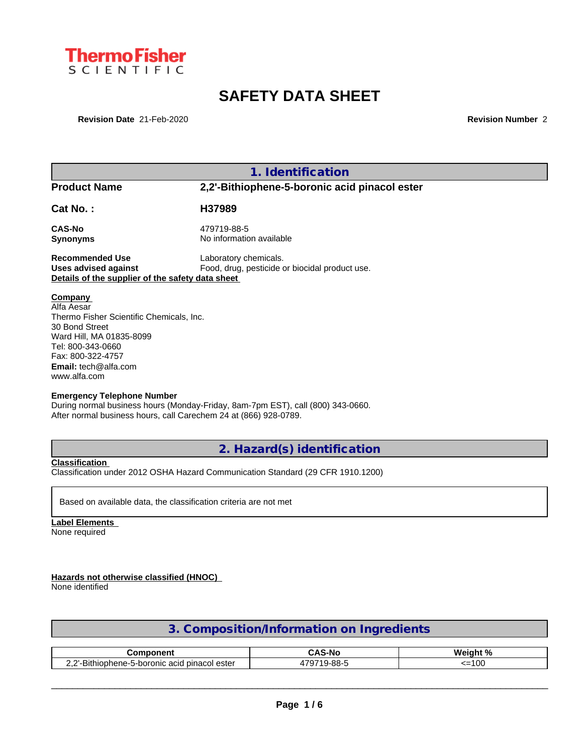ThermoFisher SCIENTIFIC

# SAFETY DATA SHEET

**Revision Date** 21-Feb-2020 **Revision Number** 2

## 1. Identification

**Product Name** 2,2'-Bithiophene-5-boronic acid pinacol ester

**Cat No. :** H37989

**CAS-No** 479719-88-5
**Synonyms** No information available

**Recommended Use** Laboratory chemicals.
**Uses advised against** Food, drug, pesticide or biocidal product use.

**Details of the supplier of the safety data sheet**

**Company**
Alfa Aesar
Thermo Fisher Scientific Chemicals, Inc.
30 Bond Street
Ward Hill, MA 01835-8099
Tel: 800-343-0660
Fax: 800-322-4757
**Email:** tech@alfa.com
www.alfa.com

**Emergency Telephone Number**
During normal business hours (Monday-Friday, 8am-7pm EST), call (800) 343-0660.
After normal business hours, call Carechem 24 at (866) 928-0789.

## 2. Hazard(s) identification

**Classification**
Classification under 2012 OSHA Hazard Communication Standard (29 CFR 1910.1200)

Based on available data, the classification criteria are not met

**Label Elements**
None required

**Hazards not otherwise classified (HNOC)**
None identified

## 3. Composition/Information on Ingredients

| Component | CAS-No | Weight % |
|---|---|---|
| 2,2'-Bithiophene-5-boronic acid pinacol ester | 479719-88-5 | <=100 |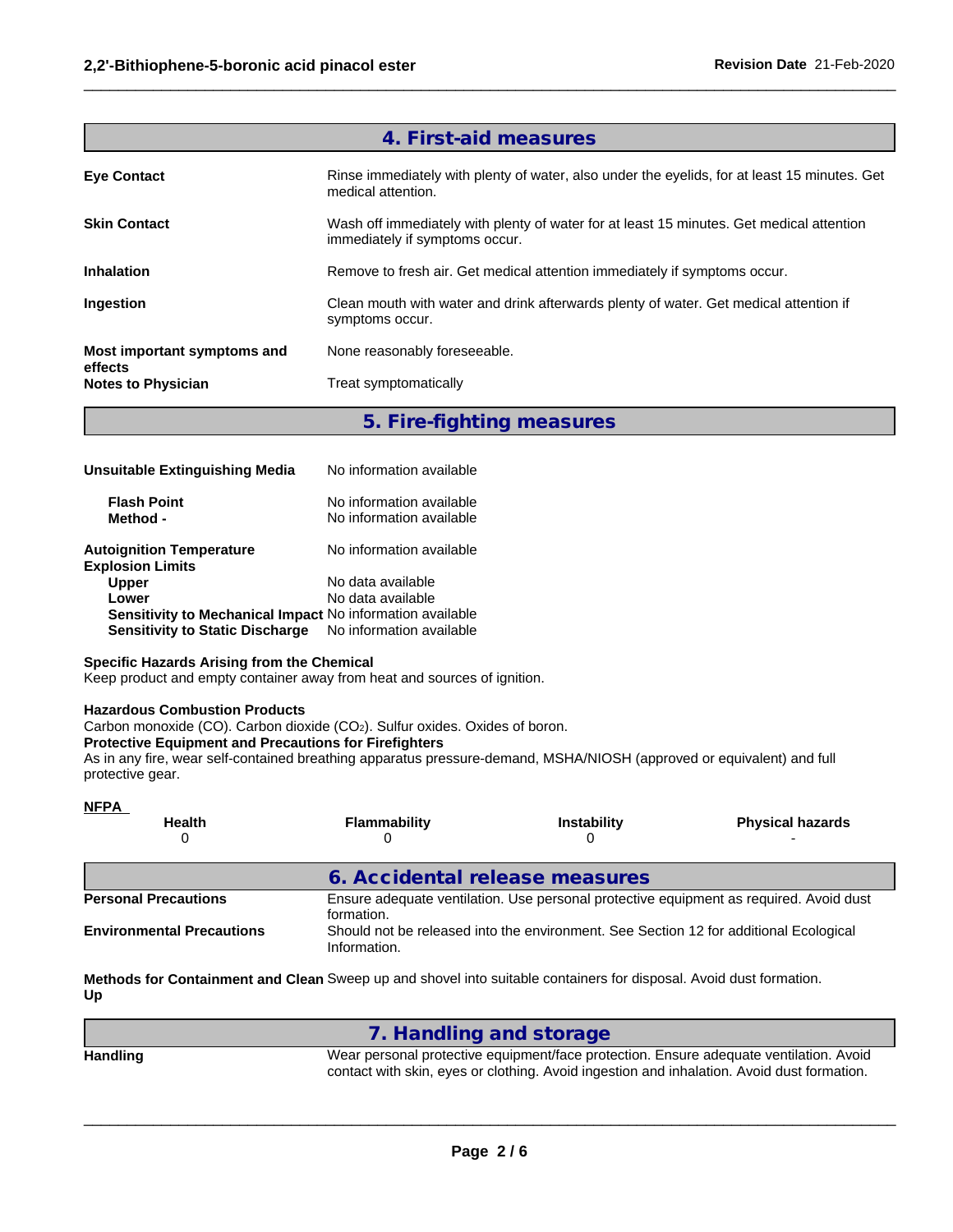## 4. First-aid measures

**Eye Contact**
Rinse immediately with plenty of water, also under the eyelids, for at least 15 minutes. Get medical attention.

**Skin Contact**
Wash off immediately with plenty of water for at least 15 minutes. Get medical attention immediately if symptoms occur.

**Inhalation**
Remove to fresh air. Get medical attention immediately if symptoms occur.

**Ingestion**
Clean mouth with water and drink afterwards plenty of water. Get medical attention if symptoms occur.

**Most important symptoms and effects**
None reasonably foreseeable.

**Notes to Physician**
Treat symptomatically

## 5. Fire-fighting measures

**Unsuitable Extinguishing Media** No information available

**Flash Point** No information available
**Method -** No information available

**Autoignition Temperature** No information available
**Explosion Limits**
**Upper** No data available
**Lower** No data available
**Sensitivity to Mechanical Impact** No information available
**Sensitivity to Static Discharge** No information available

**Specific Hazards Arising from the Chemical**
Keep product and empty container away from heat and sources of ignition.

**Hazardous Combustion Products**
Carbon monoxide (CO). Carbon dioxide ($CO_2$). Sulfur oxides. Oxides of boron.

**Protective Equipment and Precautions for Firefighters**
As in any fire, wear self-contained breathing apparatus pressure-demand, MSHA/NIOSH (approved or equivalent) and full protective gear.

**NFPA**

| Health | Flammability | Instability | Physical hazards |
|---|---|---|---|
| 0 | 0 | 0 | - |

## 6. Accidental release measures

**Personal Precautions**
Ensure adequate ventilation. Use personal protective equipment as required. Avoid dust formation.

**Environmental Precautions**
Should not be released into the environment. See Section 12 for additional Ecological Information.

**Methods for Containment and Clean Up**
Sweep up and shovel into suitable containers for disposal. Avoid dust formation.

## 7. Handling and storage

**Handling**
Wear personal protective equipment/face protection. Ensure adequate ventilation. Avoid contact with skin, eyes or clothing. Avoid ingestion and inhalation. Avoid dust formation.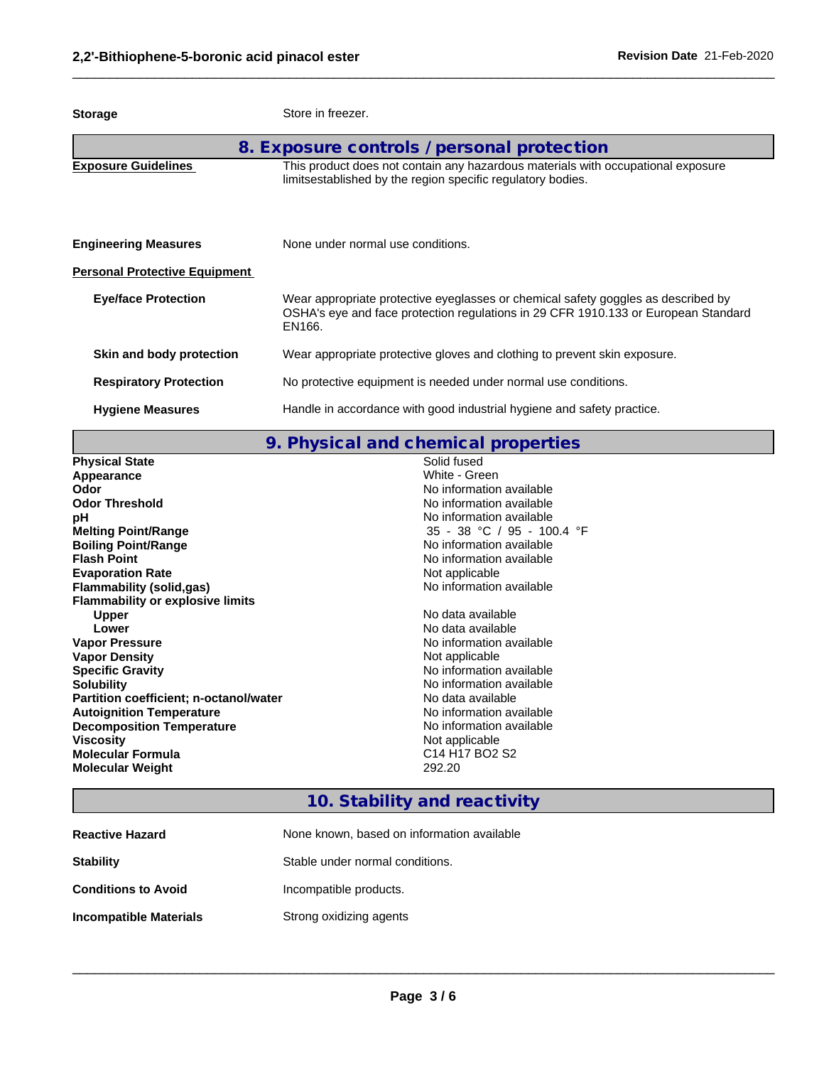| | |
|---|---|
| **Storage** | Store in freezer. |

## 8. Exposure controls / personal protection

| | |
|---|---|
| **Exposure Guidelines** | This product does not contain any hazardous materials with occupational exposure limitsestablished by the region specific regulatory bodies. |
| **Engineering Measures** | None under normal use conditions. |

**Personal Protective Equipment**

| | |
|---|---|
| **Eye/face Protection** | Wear appropriate protective eyeglasses or chemical safety goggles as described by OSHA's eye and face protection regulations in 29 CFR 1910.133 or European Standard EN166. |
| **Skin and body protection** | Wear appropriate protective gloves and clothing to prevent skin exposure. |
| **Respiratory Protection** | No protective equipment is needed under normal use conditions. |
| **Hygiene Measures** | Handle in accordance with good industrial hygiene and safety practice. |

## 9. Physical and chemical properties

| | |
|---|---|
| **Physical State** | Solid fused |
| **Appearance** | White - Green |
| **Odor** | No information available |
| **Odor Threshold** | No information available |
| **pH** | No information available |
| **Melting Point/Range** | 35 - 38 °C / 95 - 100.4 °F |
| **Boiling Point/Range** | No information available |
| **Flash Point** | No information available |
| **Evaporation Rate** | Not applicable |
| **Flammability (solid,gas)** | No information available |
| **Flammability or explosive limits** | |
| **Upper** | No data available |
| **Lower** | No data available |
| **Vapor Pressure** | No information available |
| **Vapor Density** | Not applicable |
| **Specific Gravity** | No information available |
| **Solubility** | No information available |
| **Partition coefficient; n-octanol/water** | No data available |
| **Autoignition Temperature** | No information available |
| **Decomposition Temperature** | No information available |
| **Viscosity** | Not applicable |
| **Molecular Formula** | C14 H17 BO2 S2 |
| **Molecular Weight** | 292.20 |

## 10. Stability and reactivity

| | |
|---|---|
| **Reactive Hazard** | None known, based on information available |
| **Stability** | Stable under normal conditions. |
| **Conditions to Avoid** | Incompatible products. |
| **Incompatible Materials** | Strong oxidizing agents |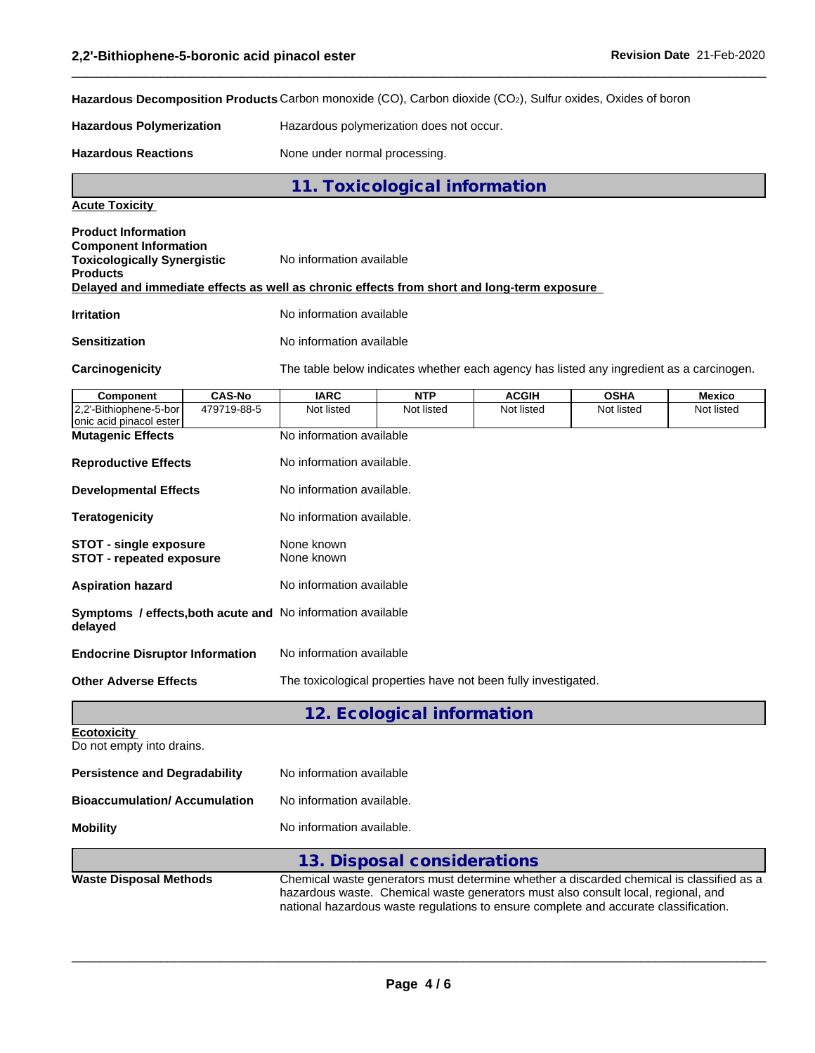**Hazardous Decomposition Products** Carbon monoxide (CO), Carbon dioxide ($CO_2$), Sulfur oxides, Oxides of boron

**Hazardous Polymerization** Hazardous polymerization does not occur.

**Hazardous Reactions** None under normal processing.

## 11. Toxicological information

**Acute Toxicity**

**Product Information**
**Component Information**
**Toxicologically Synergistic Products** No information available

**Delayed and immediate effects as well as chronic effects from short and long-term exposure**

**Irritation** No information available

**Sensitization** No information available

**Carcinogenicity** The table below indicates whether each agency has listed any ingredient as a carcinogen.

| Component | CAS-No | IARC | NTP | ACGIH | OSHA | Mexico |
|---|---|---|---|---|---|---|
| 2,2'-Bithiophene-5-boronic acid pinacol ester | 479719-88-5 | Not listed | Not listed | Not listed | Not listed | Not listed |

**Mutagenic Effects** No information available

**Reproductive Effects** No information available.

**Developmental Effects** No information available.

**Teratogenicity** No information available.

**STOT - single exposure** None known
**STOT - repeated exposure** None known

**Aspiration hazard** No information available

**Symptoms / effects,both acute and delayed** No information available

**Endocrine Disruptor Information** No information available

**Other Adverse Effects** The toxicological properties have not been fully investigated.

## 12. Ecological information

**Ecotoxicity**
Do not empty into drains.

**Persistence and Degradability** No information available

**Bioaccumulation/ Accumulation** No information available.

**Mobility** No information available.

## 13. Disposal considerations

**Waste Disposal Methods** Chemical waste generators must determine whether a discarded chemical is classified as a hazardous waste. Chemical waste generators must also consult local, regional, and national hazardous waste regulations to ensure complete and accurate classification.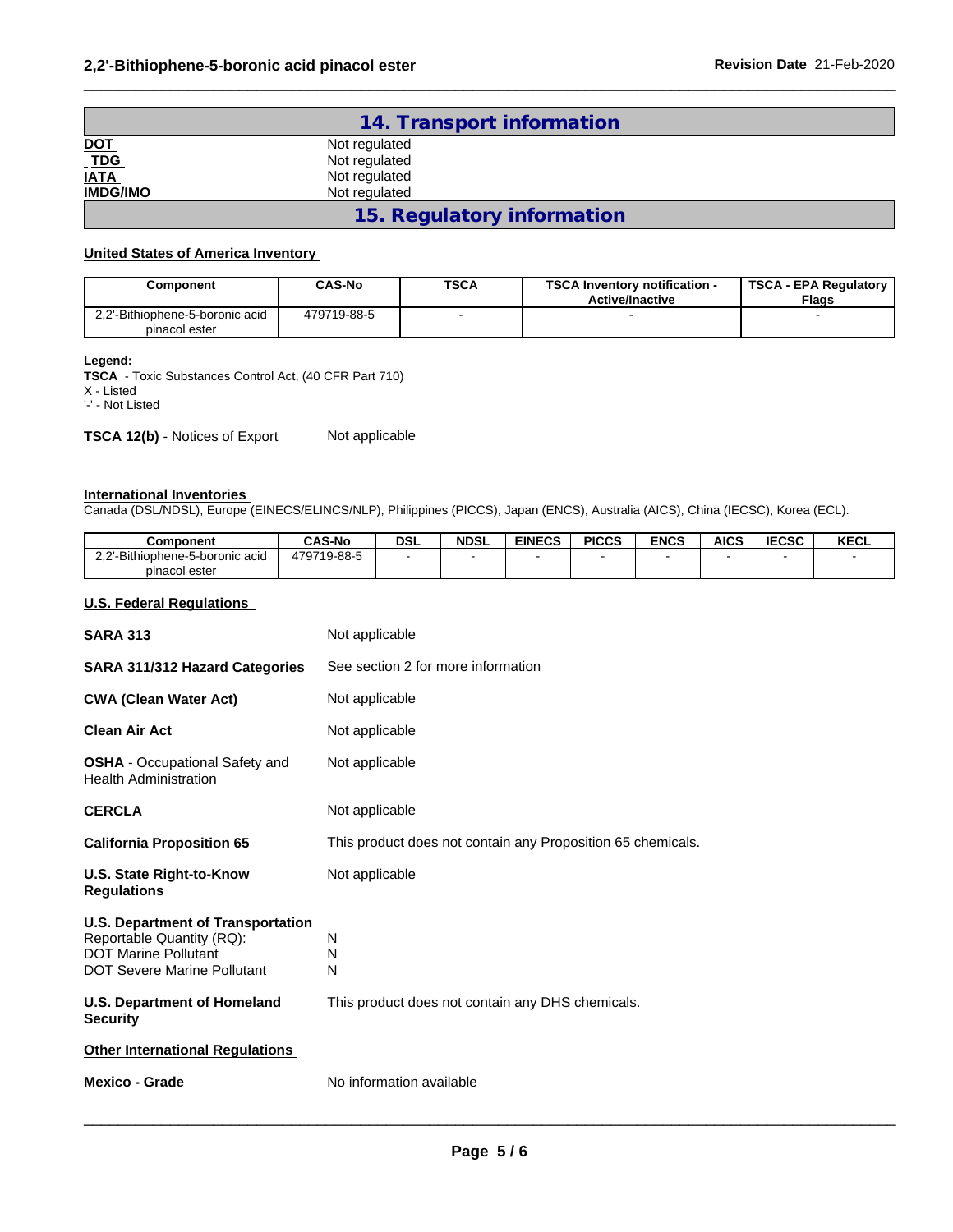## 14. Transport information

| | |
|---|---|
| **DOT** | Not regulated |
| **TDG** | Not regulated |
| **IATA** | Not regulated |
| **IMDG/IMO** | Not regulated |

## 15. Regulatory information

**United States of America Inventory**

| Component | CAS-No | TSCA | TSCA Inventory notification - Active/Inactive | TSCA - EPA Regulatory Flags |
|---|---|---|---|---|
| 2,2'-Bithiophene-5-boronic acid pinacol ester | 479719-88-5 | - | - | - |

**Legend:**
**TSCA** - Toxic Substances Control Act, (40 CFR Part 710)
X - Listed
'-' - Not Listed

**TSCA 12(b)** - Notices of Export    Not applicable

**International Inventories**
Canada (DSL/NDSL), Europe (EINECS/ELINCS/NLP), Philippines (PICCS), Japan (ENCS), Australia (AICS), China (IECSC), Korea (ECL).

| Component | CAS-No | DSL | NDSL | EINECS | PICCS | ENCS | AICS | IECSC | KECL |
|---|---|---|---|---|---|---|---|---|---|
| 2,2'-Bithiophene-5-boronic acid pinacol ester | 479719-88-5 | - | - | - | - | - | - | - | - |

**U.S. Federal Regulations**

| | |
|---|---|
| **SARA 313** | Not applicable |
| **SARA 311/312 Hazard Categories** | See section 2 for more information |
| **CWA (Clean Water Act)** | Not applicable |
| **Clean Air Act** | Not applicable |
| **OSHA** - Occupational Safety and Health Administration | Not applicable |
| **CERCLA** | Not applicable |
| **California Proposition 65** | This product does not contain any Proposition 65 chemicals. |
| **U.S. State Right-to-Know Regulations** | Not applicable |

**U.S. Department of Transportation**

| | |
|---|---|
| Reportable Quantity (RQ): | N |
| DOT Marine Pollutant | N |
| DOT Severe Marine Pollutant | N |

| | |
|---|---|
| **U.S. Department of Homeland Security** | This product does not contain any DHS chemicals. |

**Other International Regulations**

| | |
|---|---|
| **Mexico - Grade** | No information available |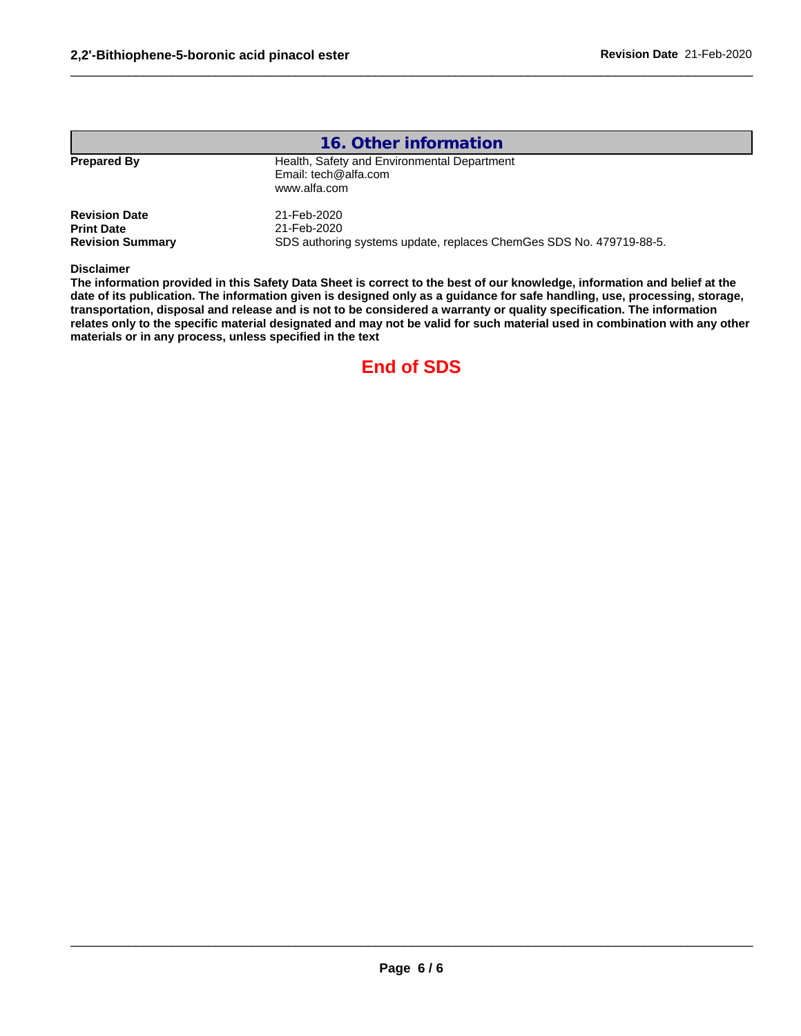## 16. Other information

| | |
|---|---|
| **Prepared By** | Health, Safety and Environmental Department<br>Email: tech@alfa.com<br>www.alfa.com |
| **Revision Date** | 21-Feb-2020 |
| **Print Date** | 21-Feb-2020 |
| **Revision Summary** | SDS authoring systems update, replaces ChemGes SDS No. 479719-88-5. |

**Disclaimer**

**The information provided in this Safety Data Sheet is correct to the best of our knowledge, information and belief at the date of its publication. The information given is designed only as a guidance for safe handling, use, processing, storage, transportation, disposal and release and is not to be considered a warranty or quality specification. The information relates only to the specific material designated and may not be valid for such material used in combination with any other materials or in any process, unless specified in the text**

**End of SDS**